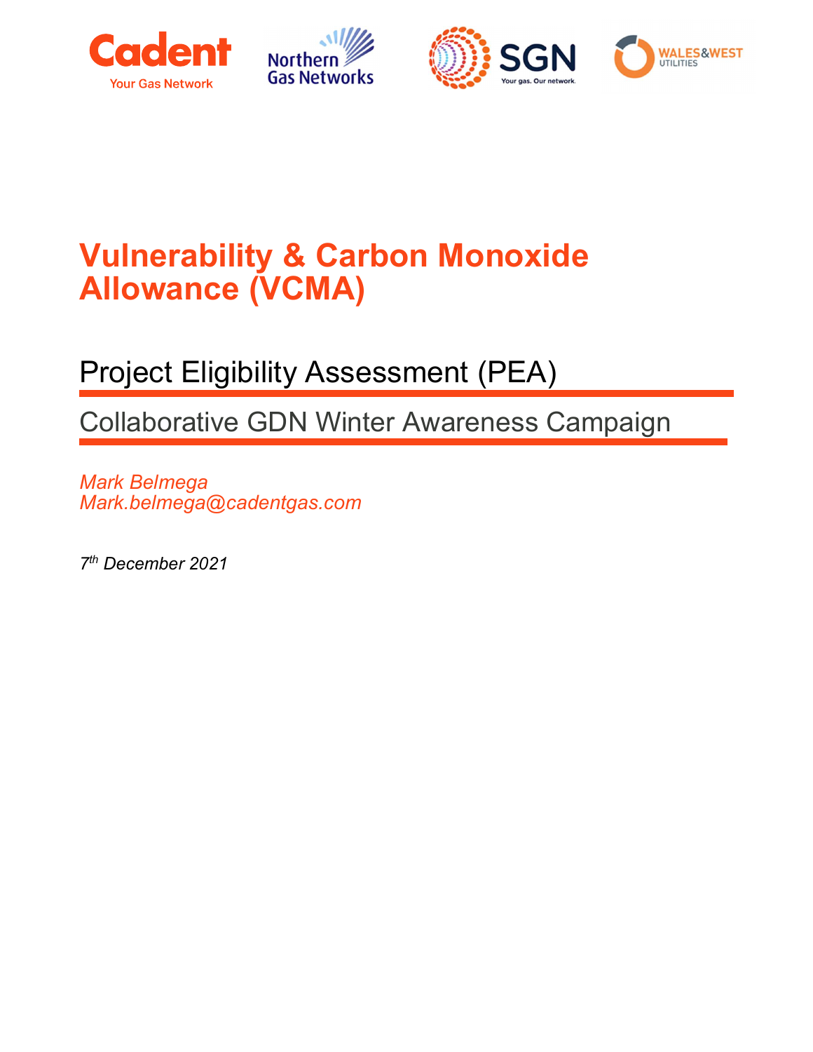# Vulnerability & Carbon Monoxide Allowance (VCMA)

## Project Eligibility Assessment (PEA)

### Collaborative GDN Winter Awareness Campaign

*Mark Belmega*
*Mark.belmega@cadentgas.com*

*7th December 2021*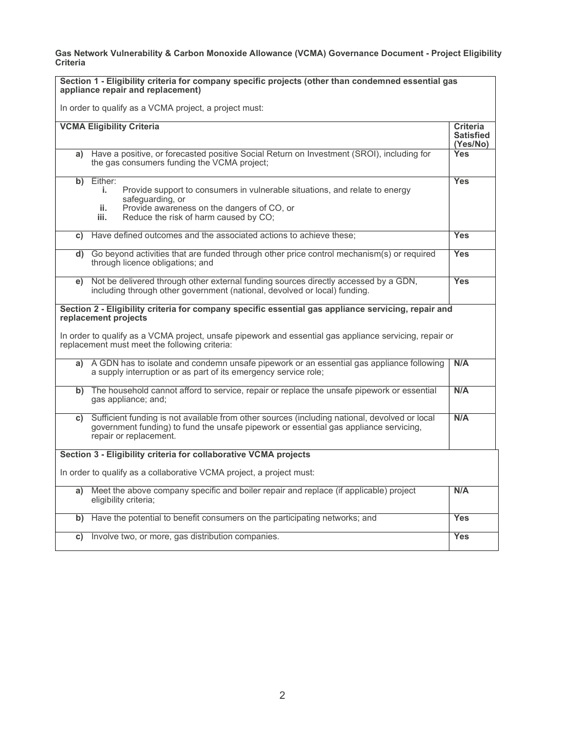**Gas Network Vulnerability & Carbon Monoxide Allowance (VCMA) Governance Document - Project Eligibility Criteria**

| **Section 1 - Eligibility criteria for company specific projects (other than condemned essential gas appliance repair and replacement)**<br><br>In order to qualify as a VCMA project, a project must: | |
|---|---|
| **VCMA Eligibility Criteria** | **Criteria Satisfied (Yes/No)** |
| **a)** Have a positive, or forecasted positive Social Return on Investment (SROI), including for the gas consumers funding the VCMA project; | **Yes** |
| **b)** Either:<br>**i.** Provide support to consumers in vulnerable situations, and relate to energy safeguarding, or<br>**ii.** Provide awareness on the dangers of CO, or<br>**iii.** Reduce the risk of harm caused by CO; | **Yes** |
| **c)** Have defined outcomes and the associated actions to achieve these; | **Yes** |
| **d)** Go beyond activities that are funded through other price control mechanism(s) or required through licence obligations; and | **Yes** |
| **e)** Not be delivered through other external funding sources directly accessed by a GDN, including through other government (national, devolved or local) funding. | **Yes** |
| **Section 2 - Eligibility criteria for company specific essential gas appliance servicing, repair and replacement projects**<br><br>In order to qualify as a VCMA project, unsafe pipework and essential gas appliance servicing, repair or replacement must meet the following criteria: | |
| **a)** A GDN has to isolate and condemn unsafe pipework or an essential gas appliance following a supply interruption or as part of its emergency service role; | **N/A** |
| **b)** The household cannot afford to service, repair or replace the unsafe pipework or essential gas appliance; and; | **N/A** |
| **c)** Sufficient funding is not available from other sources (including national, devolved or local government funding) to fund the unsafe pipework or essential gas appliance servicing, repair or replacement. | **N/A** |
| **Section 3 - Eligibility criteria for collaborative VCMA projects**<br><br>In order to qualify as a collaborative VCMA project, a project must: | |
| **a)** Meet the above company specific and boiler repair and replace (if applicable) project eligibility criteria; | **N/A** |
| **b)** Have the potential to benefit consumers on the participating networks; and | **Yes** |
| **c)** Involve two, or more, gas distribution companies. | **Yes** |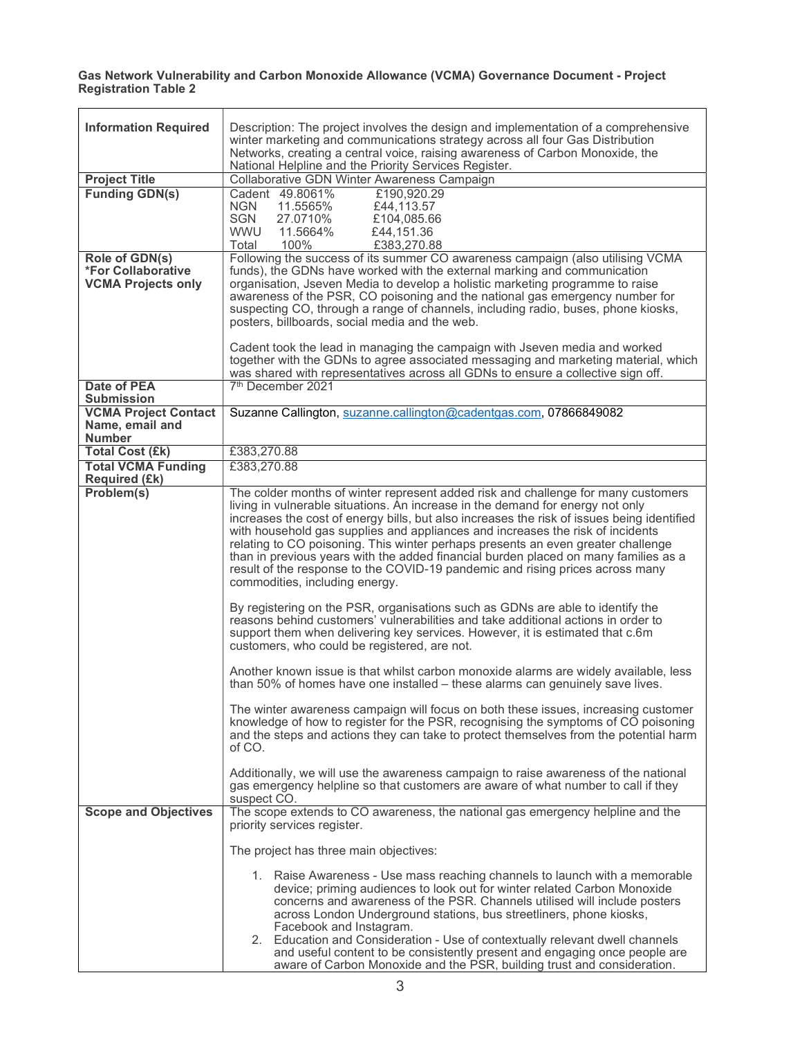**Gas Network Vulnerability and Carbon Monoxide Allowance (VCMA) Governance Document - Project Registration Table 2**

| **Information Required** | Description: The project involves the design and implementation of a comprehensive winter marketing and communications strategy across all four Gas Distribution Networks, creating a central voice, raising awareness of Carbon Monoxide, the National Helpline and the Priority Services Register. |
|---|---|
| **Project Title** | Collaborative GDN Winter Awareness Campaign |
| **Funding GDN(s)** | Cadent 49.8061% £190,920.29<br>NGN 11.5565% £44,113.57<br>SGN 27.0710% £104,085.66<br>WWU 11.5664% £44,151.36<br>Total 100% £383,270.88 |
| **Role of GDN(s) \*For Collaborative VCMA Projects only** | Following the success of its summer CO awareness campaign (also utilising VCMA funds), the GDNs have worked with the external marking and communication organisation, Jseven Media to develop a holistic marketing programme to raise awareness of the PSR, CO poisoning and the national gas emergency number for suspecting CO, through a range of channels, including radio, buses, phone kiosks, posters, billboards, social media and the web.<br><br>Cadent took the lead in managing the campaign with Jseven media and worked together with the GDNs to agree associated messaging and marketing material, which was shared with representatives across all GDNs to ensure a collective sign off. |
| **Date of PEA Submission** | 7th December 2021 |
| **VCMA Project Contact Name, email and Number** | Suzanne Callington, suzanne.callington@cadentgas.com, 07866849082 |
| **Total Cost (£k)** | £383,270.88 |
| **Total VCMA Funding Required (£k)** | £383,270.88 |
| **Problem(s)** | The colder months of winter represent added risk and challenge for many customers living in vulnerable situations. An increase in the demand for energy not only increases the cost of energy bills, but also increases the risk of issues being identified with household gas supplies and appliances and increases the risk of incidents relating to CO poisoning. This winter perhaps presents an even greater challenge than in previous years with the added financial burden placed on many families as a result of the response to the COVID-19 pandemic and rising prices across many commodities, including energy.<br><br>By registering on the PSR, organisations such as GDNs are able to identify the reasons behind customers' vulnerabilities and take additional actions in order to support them when delivering key services. However, it is estimated that c.6m customers, who could be registered, are not.<br><br>Another known issue is that whilst carbon monoxide alarms are widely available, less than 50% of homes have one installed – these alarms can genuinely save lives.<br><br>The winter awareness campaign will focus on both these issues, increasing customer knowledge of how to register for the PSR, recognising the symptoms of CO poisoning and the steps and actions they can take to protect themselves from the potential harm of CO.<br><br>Additionally, we will use the awareness campaign to raise awareness of the national gas emergency helpline so that customers are aware of what number to call if they suspect CO. |
| **Scope and Objectives** | The scope extends to CO awareness, the national gas emergency helpline and the priority services register.<br><br>The project has three main objectives:<br><br>1. Raise Awareness - Use mass reaching channels to launch with a memorable device; priming audiences to look out for winter related Carbon Monoxide concerns and awareness of the PSR. Channels utilised will include posters across London Underground stations, bus streetliners, phone kiosks, Facebook and Instagram.<br>2. Education and Consideration - Use of contextually relevant dwell channels and useful content to be consistently present and engaging once people are aware of Carbon Monoxide and the PSR, building trust and consideration. |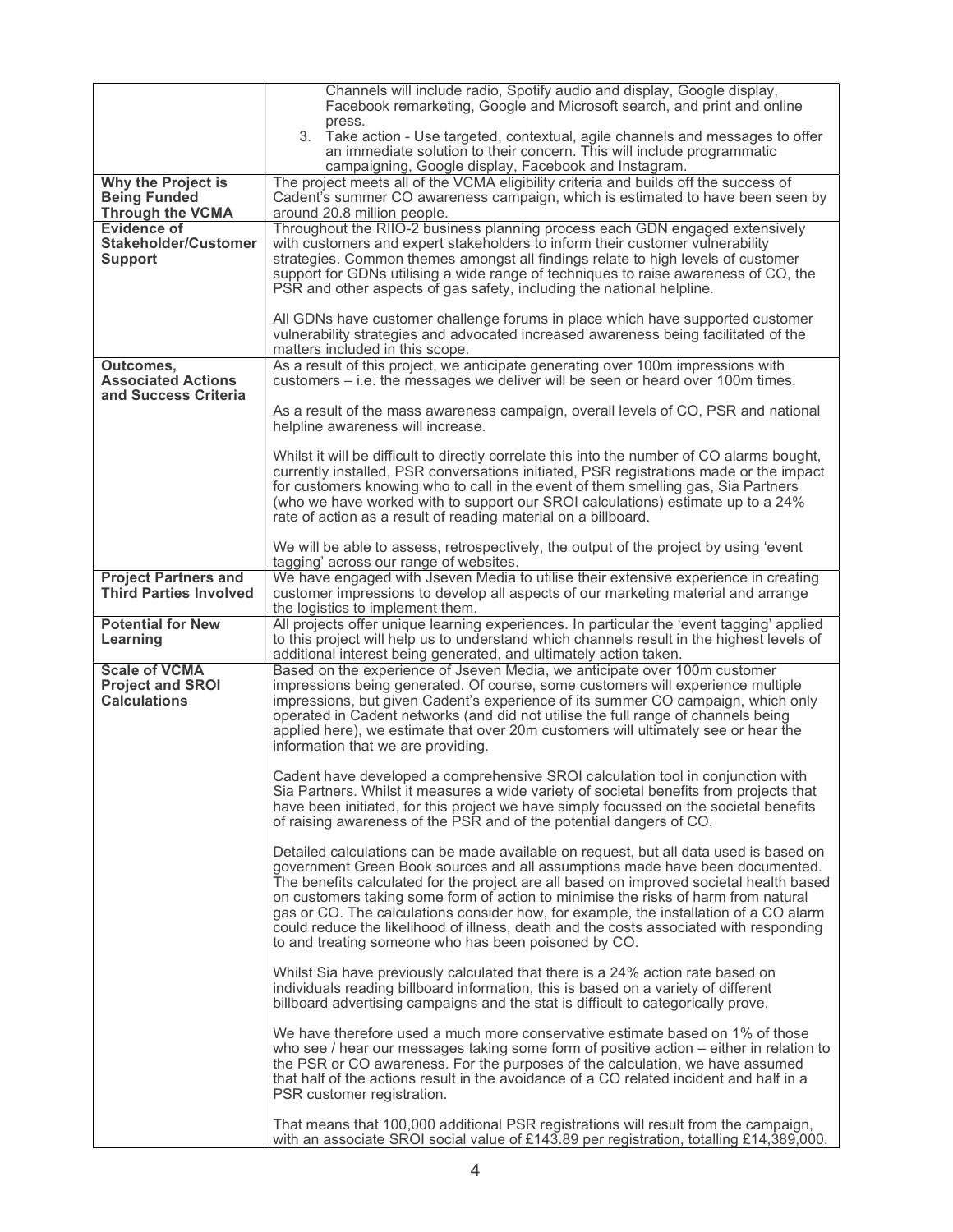| | |
|---|---|
| | Channels will include radio, Spotify audio and display, Google display, Facebook remarketing, Google and Microsoft search, and print and online press.<br>3. Take action - Use targeted, contextual, agile channels and messages to offer an immediate solution to their concern. This will include programmatic campaigning, Google display, Facebook and Instagram. |
| **Why the Project is Being Funded Through the VCMA** | The project meets all of the VCMA eligibility criteria and builds off the success of Cadent's summer CO awareness campaign, which is estimated to have been seen by around 20.8 million people. |
| **Evidence of Stakeholder/Customer Support** | Throughout the RIIO-2 business planning process each GDN engaged extensively with customers and expert stakeholders to inform their customer vulnerability strategies. Common themes amongst all findings relate to high levels of customer support for GDNs utilising a wide range of techniques to raise awareness of CO, the PSR and other aspects of gas safety, including the national helpline.<br><br>All GDNs have customer challenge forums in place which have supported customer vulnerability strategies and advocated increased awareness being facilitated of the matters included in this scope. |
| **Outcomes, Associated Actions and Success Criteria** | As a result of this project, we anticipate generating over 100m impressions with customers – i.e. the messages we deliver will be seen or heard over 100m times.<br><br>As a result of the mass awareness campaign, overall levels of CO, PSR and national helpline awareness will increase.<br><br>Whilst it will be difficult to directly correlate this into the number of CO alarms bought, currently installed, PSR conversations initiated, PSR registrations made or the impact for customers knowing who to call in the event of them smelling gas, Sia Partners (who we have worked with to support our SROI calculations) estimate up to a 24% rate of action as a result of reading material on a billboard.<br><br>We will be able to assess, retrospectively, the output of the project by using 'event tagging' across our range of websites. |
| **Project Partners and Third Parties Involved** | We have engaged with Jseven Media to utilise their extensive experience in creating customer impressions to develop all aspects of our marketing material and arrange the logistics to implement them. |
| **Potential for New Learning** | All projects offer unique learning experiences. In particular the 'event tagging' applied to this project will help us to understand which channels result in the highest levels of additional interest being generated, and ultimately action taken. |
| **Scale of VCMA Project and SROI Calculations** | Based on the experience of Jseven Media, we anticipate over 100m customer impressions being generated. Of course, some customers will experience multiple impressions, but given Cadent's experience of its summer CO campaign, which only operated in Cadent networks (and did not utilise the full range of channels being applied here), we estimate that over 20m customers will ultimately see or hear the information that we are providing.<br><br>Cadent have developed a comprehensive SROI calculation tool in conjunction with Sia Partners. Whilst it measures a wide variety of societal benefits from projects that have been initiated, for this project we have simply focussed on the societal benefits of raising awareness of the PSR and of the potential dangers of CO.<br><br>Detailed calculations can be made available on request, but all data used is based on government Green Book sources and all assumptions made have been documented. The benefits calculated for the project are all based on improved societal health based on customers taking some form of action to minimise the risks of harm from natural gas or CO. The calculations consider how, for example, the installation of a CO alarm could reduce the likelihood of illness, death and the costs associated with responding to and treating someone who has been poisoned by CO.<br><br>Whilst Sia have previously calculated that there is a 24% action rate based on individuals reading billboard information, this is based on a variety of different billboard advertising campaigns and the stat is difficult to categorically prove.<br><br>We have therefore used a much more conservative estimate based on 1% of those who see / hear our messages taking some form of positive action – either in relation to the PSR or CO awareness. For the purposes of the calculation, we have assumed that half of the actions result in the avoidance of a CO related incident and half in a PSR customer registration.<br><br>That means that 100,000 additional PSR registrations will result from the campaign, with an associate SROI social value of £143.89 per registration, totalling £14,389,000. |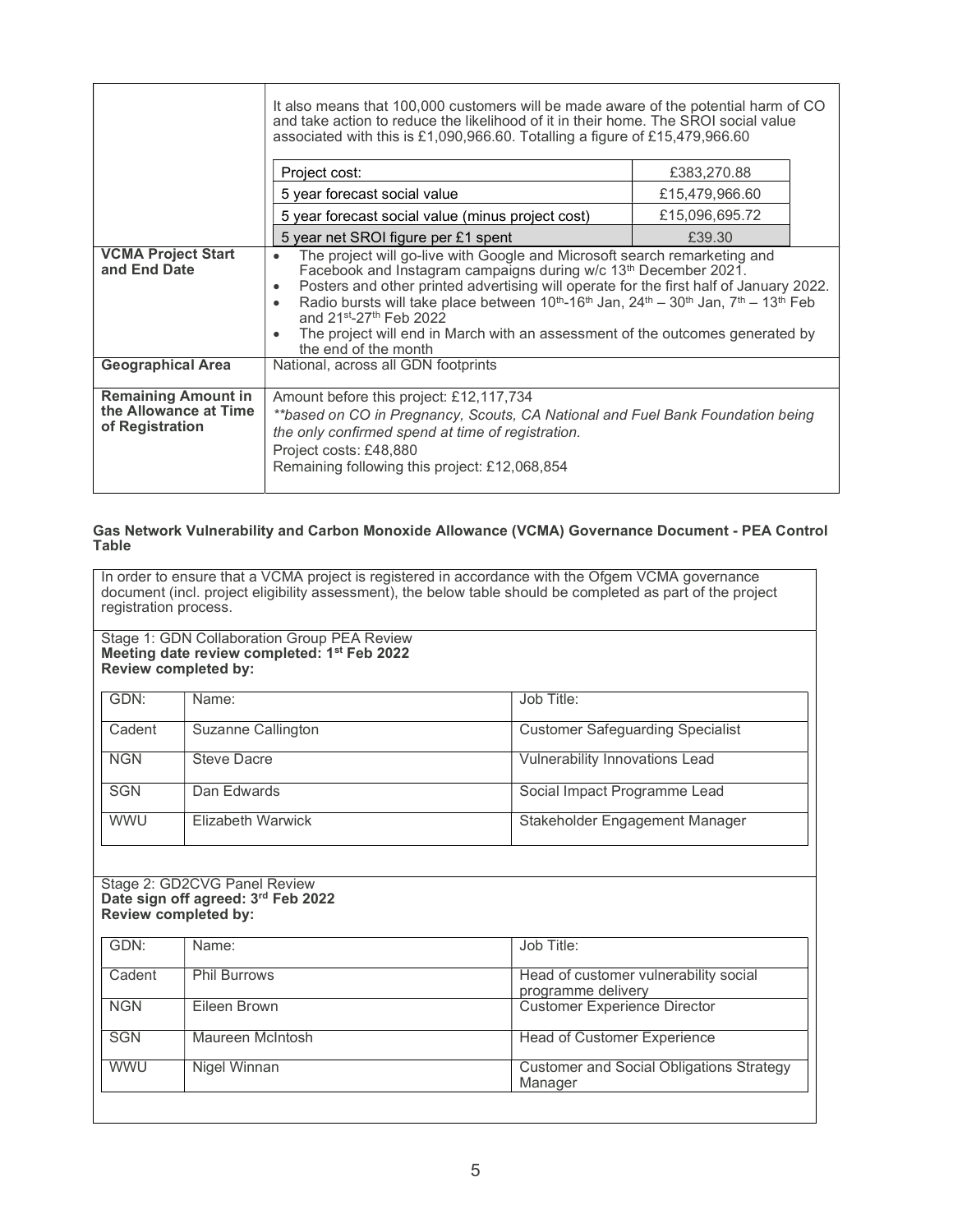| | |
|---|---|
| | It also means that 100,000 customers will be made aware of the potential harm of CO and take action to reduce the likelihood of it in their home. The SROI social value associated with this is £1,090,966.60. Totalling a figure of £15,479,966.60<br><br>Project cost: £383,270.88<br>5 year forecast social value: £15,479,966.60<br>5 year forecast social value (minus project cost): £15,096,695.72<br>5 year net SROI figure per £1 spent: £39.30 |
| **VCMA Project Start and End Date** | • The project will go-live with Google and Microsoft search remarketing and Facebook and Instagram campaigns during w/c 13th December 2021.<br>• Posters and other printed advertising will operate for the first half of January 2022.<br>• Radio bursts will take place between 10th-16th Jan, 24th – 30th Jan, 7th – 13th Feb and 21st-27th Feb 2022<br>• The project will end in March with an assessment of the outcomes generated by the end of the month |
| **Geographical Area** | National, across all GDN footprints |
| **Remaining Amount in the Allowance at Time of Registration** | Amount before this project: £12,117,734<br>*\*\*based on CO in Pregnancy, Scouts, CA National and Fuel Bank Foundation being the only confirmed spend at time of registration.*<br>Project costs: £48,880<br>Remaining following this project: £12,068,854 |

**Gas Network Vulnerability and Carbon Monoxide Allowance (VCMA) Governance Document - PEA Control Table**

In order to ensure that a VCMA project is registered in accordance with the Ofgem VCMA governance document (incl. project eligibility assessment), the below table should be completed as part of the project registration process.

Stage 1: GDN Collaboration Group PEA Review
**Meeting date review completed: 1st Feb 2022**
**Review completed by:**

| GDN: | Name: | Job Title: |
|---|---|---|
| Cadent | Suzanne Callington | Customer Safeguarding Specialist |
| NGN | Steve Dacre | Vulnerability Innovations Lead |
| SGN | Dan Edwards | Social Impact Programme Lead |
| WWU | Elizabeth Warwick | Stakeholder Engagement Manager |

Stage 2: GD2CVG Panel Review
**Date sign off agreed: 3rd Feb 2022**
**Review completed by:**

| GDN: | Name: | Job Title: |
|---|---|---|
| Cadent | Phil Burrows | Head of customer vulnerability social programme delivery |
| NGN | Eileen Brown | Customer Experience Director |
| SGN | Maureen McIntosh | Head of Customer Experience |
| WWU | Nigel Winnan | Customer and Social Obligations Strategy Manager |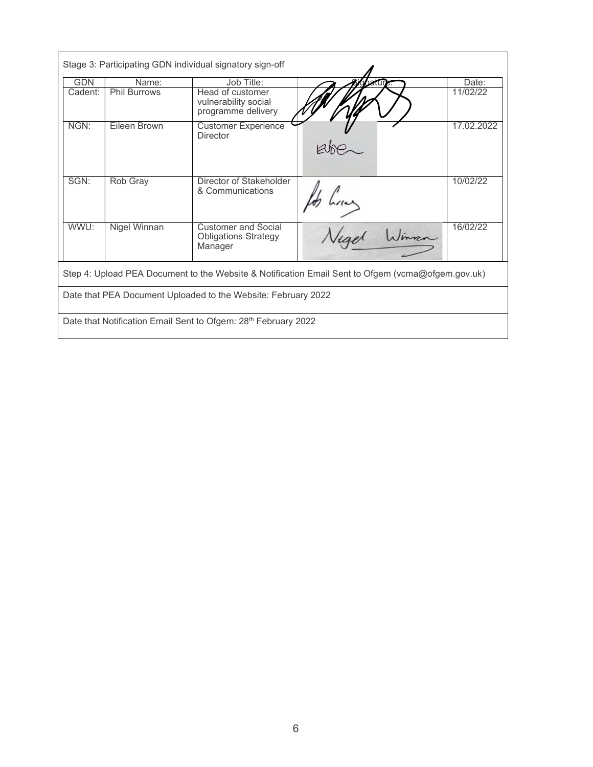Stage 3: Participating GDN individual signatory sign-off

| GDN | Name: | Job Title: | Signature: | Date: |
|---|---|---|---|---|
| Cadent: | Phil Burrows | Head of customer vulnerability social programme delivery | | 11/02/22 |
| NGN: | Eileen Brown | Customer Experience Director | | 17.02.2022 |
| SGN: | Rob Gray | Director of Stakeholder & Communications | | 10/02/22 |
| WWU: | Nigel Winnan | Customer and Social Obligations Strategy Manager | | 16/02/22 |

Step 4: Upload PEA Document to the Website & Notification Email Sent to Ofgem (vcma@ofgem.gov.uk)

Date that PEA Document Uploaded to the Website: February 2022

Date that Notification Email Sent to Ofgem: 28th February 2022